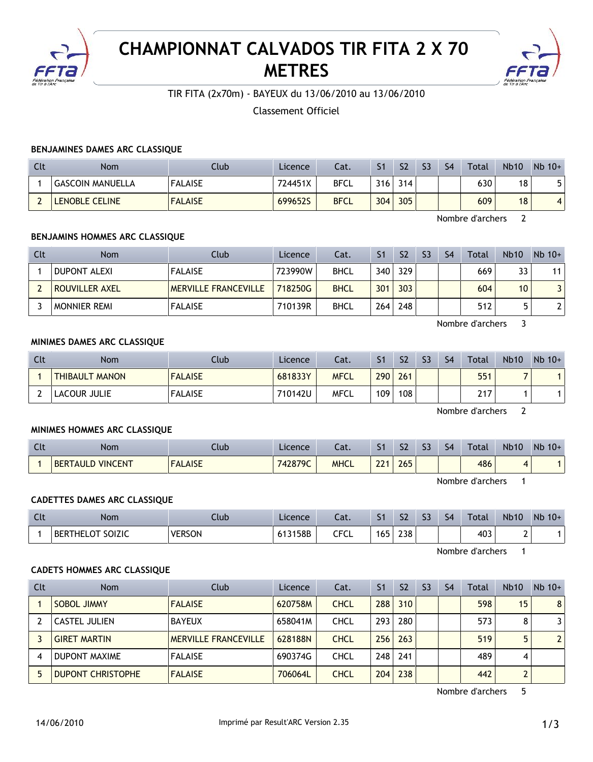# CHAMPIONNAT CALVADOS TIR FITA 2 X 70 METRES

TIR FITA (2x70m) - BAYEUX du 13/06/2010 au 13/06/2010

Classement Officiel

### BENJAMINES DAMES ARC CLASSIQUE

| Clt | Nom | Club | Licence | Cat. | S1 | S2 | S3 | S4 | Total | Nb10 | Nb 10+ |
|---|---|---|---|---|---|---|---|---|---|---|---|
| 1 | GASCOIN MANUELLA | FALAISE | 724451X | BFCL | 316 | 314 | | | 630 | 18 | 5 |
| 2 | LENOBLE CELINE | FALAISE | 699652S | BFCL | 304 | 305 | | | 609 | 18 | 4 |

Nombre d'archers 2

### BENJAMINS HOMMES ARC CLASSIQUE

| Clt | Nom | Club | Licence | Cat. | S1 | S2 | S3 | S4 | Total | Nb10 | Nb 10+ |
|---|---|---|---|---|---|---|---|---|---|---|---|
| 1 | DUPONT ALEXI | FALAISE | 723990W | BHCL | 340 | 329 | | | 669 | 33 | 11 |
| 2 | ROUVILLER AXEL | MERVILLE FRANCEVILLE | 718250G | BHCL | 301 | 303 | | | 604 | 10 | 3 |
| 3 | MONNIER REMI | FALAISE | 710139R | BHCL | 264 | 248 | | | 512 | 5 | 2 |

Nombre d'archers 3

### MINIMES DAMES ARC CLASSIQUE

| Clt | Nom | Club | Licence | Cat. | S1 | S2 | S3 | S4 | Total | Nb10 | Nb 10+ |
|---|---|---|---|---|---|---|---|---|---|---|---|
| 1 | THIBAULT MANON | FALAISE | 681833Y | MFCL | 290 | 261 | | | 551 | 7 | 1 |
| 2 | LACOUR JULIE | FALAISE | 710142U | MFCL | 109 | 108 | | | 217 | 1 | 1 |

Nombre d'archers 2

### MINIMES HOMMES ARC CLASSIQUE

| Clt | Nom | Club | Licence | Cat. | S1 | S2 | S3 | S4 | Total | Nb10 | Nb 10+ |
|---|---|---|---|---|---|---|---|---|---|---|---|
| 1 | BERTAULD VINCENT | FALAISE | 742879C | MHCL | 221 | 265 | | | 486 | 4 | 1 |

Nombre d'archers 1

### CADETTES DAMES ARC CLASSIQUE

| Clt | Nom | Club | Licence | Cat. | S1 | S2 | S3 | S4 | Total | Nb10 | Nb 10+ |
|---|---|---|---|---|---|---|---|---|---|---|---|
| 1 | BERTHELOT SOIZIC | VERSON | 613158B | CFCL | 165 | 238 | | | 403 | 2 | 1 |

Nombre d'archers 1

### CADETS HOMMES ARC CLASSIQUE

| Clt | Nom | Club | Licence | Cat. | S1 | S2 | S3 | S4 | Total | Nb10 | Nb 10+ |
|---|---|---|---|---|---|---|---|---|---|---|---|
| 1 | SOBOL JIMMY | FALAISE | 620758M | CHCL | 288 | 310 | | | 598 | 15 | 8 |
| 2 | CASTEL JULIEN | BAYEUX | 658041M | CHCL | 293 | 280 | | | 573 | 8 | 3 |
| 3 | GIRET MARTIN | MERVILLE FRANCEVILLE | 628188N | CHCL | 256 | 263 | | | 519 | 5 | 2 |
| 4 | DUPONT MAXIME | FALAISE | 690374G | CHCL | 248 | 241 | | | 489 | 4 | |
| 5 | DUPONT CHRISTOPHE | FALAISE | 706064L | CHCL | 204 | 238 | | | 442 | 2 | |

Nombre d'archers 5

14/06/2010 Imprimé par Result'ARC Version 2.35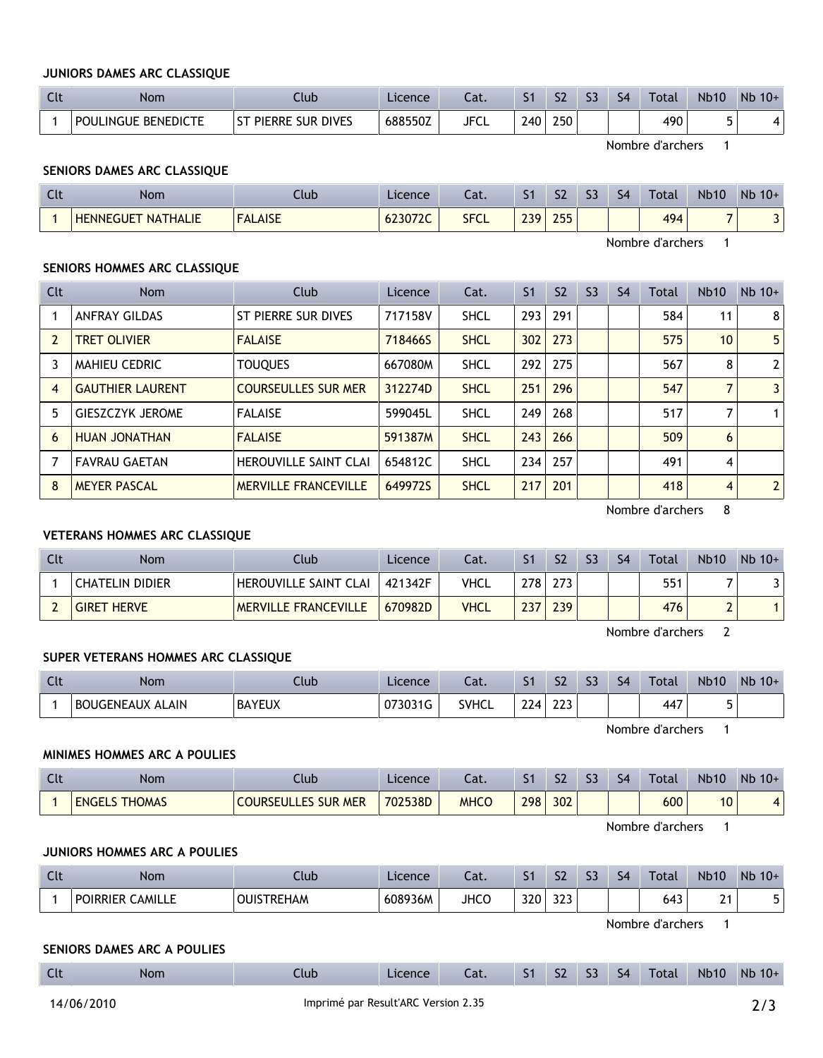### JUNIORS DAMES ARC CLASSIQUE

| Clt | Nom | Club | Licence | Cat. | S1 | S2 | S3 | S4 | Total | Nb10 | Nb 10+ |
|---|---|---|---|---|---|---|---|---|---|---|---|
| 1 | POULINGUE BENEDICTE | ST PIERRE SUR DIVES | 688550Z | JFCL | 240 | 250 | | | 490 | 5 | 4 |

Nombre d'archers 1

### SENIORS DAMES ARC CLASSIQUE

| Clt | Nom | Club | Licence | Cat. | S1 | S2 | S3 | S4 | Total | Nb10 | Nb 10+ |
|---|---|---|---|---|---|---|---|---|---|---|---|
| 1 | HENNEGUET NATHALIE | FALAISE | 623072C | SFCL | 239 | 255 | | | 494 | 7 | 3 |

Nombre d'archers 1

### SENIORS HOMMES ARC CLASSIQUE

| Clt | Nom | Club | Licence | Cat. | S1 | S2 | S3 | S4 | Total | Nb10 | Nb 10+ |
|---|---|---|---|---|---|---|---|---|---|---|---|
| 1 | ANFRAY GILDAS | ST PIERRE SUR DIVES | 717158V | SHCL | 293 | 291 | | | 584 | 11 | 8 |
| 2 | TRET OLIVIER | FALAISE | 718466S | SHCL | 302 | 273 | | | 575 | 10 | 5 |
| 3 | MAHIEU CEDRIC | TOUQUES | 667080M | SHCL | 292 | 275 | | | 567 | 8 | 2 |
| 4 | GAUTHIER LAURENT | COURSEULLES SUR MER | 312274D | SHCL | 251 | 296 | | | 547 | 7 | 3 |
| 5 | GIESZCZYK JEROME | FALAISE | 599045L | SHCL | 249 | 268 | | | 517 | 7 | 1 |
| 6 | HUAN JONATHAN | FALAISE | 591387M | SHCL | 243 | 266 | | | 509 | 6 | |
| 7 | FAVRAU GAETAN | HEROUVILLE SAINT CLAI | 654812C | SHCL | 234 | 257 | | | 491 | 4 | |
| 8 | MEYER PASCAL | MERVILLE FRANCEVILLE | 649972S | SHCL | 217 | 201 | | | 418 | 4 | 2 |

Nombre d'archers 8

### VETERANS HOMMES ARC CLASSIQUE

| Clt | Nom | Club | Licence | Cat. | S1 | S2 | S3 | S4 | Total | Nb10 | Nb 10+ |
|---|---|---|---|---|---|---|---|---|---|---|---|
| 1 | CHATELIN DIDIER | HEROUVILLE SAINT CLAI | 421342F | VHCL | 278 | 273 | | | 551 | 7 | 3 |
| 2 | GIRET HERVE | MERVILLE FRANCEVILLE | 670982D | VHCL | 237 | 239 | | | 476 | 2 | 1 |

Nombre d'archers 2

### SUPER VETERANS HOMMES ARC CLASSIQUE

| Clt | Nom | Club | Licence | Cat. | S1 | S2 | S3 | S4 | Total | Nb10 | Nb 10+ |
|---|---|---|---|---|---|---|---|---|---|---|---|
| 1 | BOUGENEAUX ALAIN | BAYEUX | 073031G | SVHCL | 224 | 223 | | | 447 | 5 | |

Nombre d'archers 1

### MINIMES HOMMES ARC A POULIES

| Clt | Nom | Club | Licence | Cat. | S1 | S2 | S3 | S4 | Total | Nb10 | Nb 10+ |
|---|---|---|---|---|---|---|---|---|---|---|---|
| 1 | ENGELS THOMAS | COURSEULLES SUR MER | 702538D | MHCO | 298 | 302 | | | 600 | 10 | 4 |

Nombre d'archers 1

### JUNIORS HOMMES ARC A POULIES

| Clt | Nom | Club | Licence | Cat. | S1 | S2 | S3 | S4 | Total | Nb10 | Nb 10+ |
|---|---|---|---|---|---|---|---|---|---|---|---|
| 1 | POIRRIER CAMILLE | OUISTREHAM | 608936M | JHCO | 320 | 323 | | | 643 | 21 | 5 |

Nombre d'archers 1

### SENIORS DAMES ARC A POULIES

| Clt | Nom | Club | Licence | Cat. | S1 | S2 | S3 | S4 | Total | Nb10 | Nb 10+ |
|---|---|---|---|---|---|---|---|---|---|---|---|

14/06/2010 Imprimé par Result'ARC Version 2.35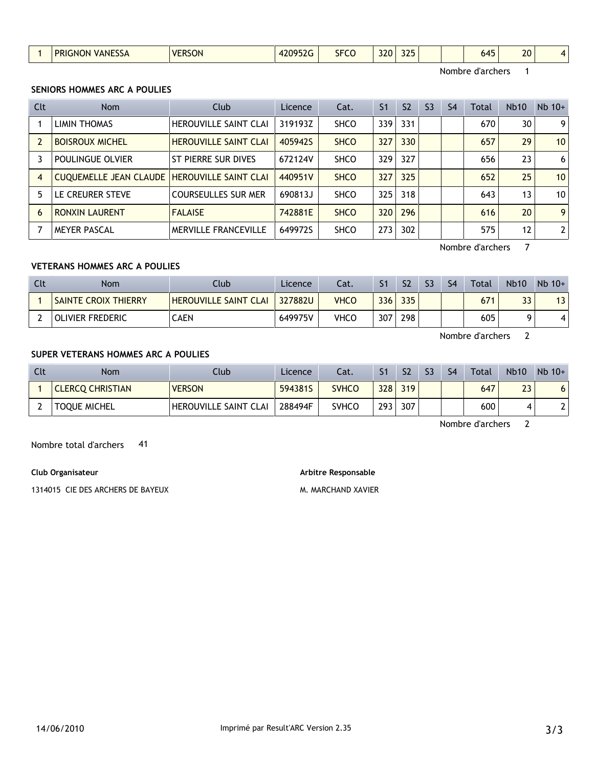| | | | | | | | | | | | |
|---|---|---|---|---|---|---|---|---|---|---|---|
| 1 | PRIGNON VANESSA | VERSON | 420952G | SFCO | 320 | 325 | | | 645 | 20 | 4 |

Nombre d'archers 1

**SENIORS HOMMES ARC A POULIES**

| Clt | Nom | Club | Licence | Cat. | S1 | S2 | S3 | S4 | Total | Nb10 | Nb 10+ |
|---|---|---|---|---|---|---|---|---|---|---|---|
| 1 | LIMIN THOMAS | HEROUVILLE SAINT CLAI | 319193Z | SHCO | 339 | 331 | | | 670 | 30 | 9 |
| 2 | BOISROUX MICHEL | HEROUVILLE SAINT CLAI | 405942S | SHCO | 327 | 330 | | | 657 | 29 | 10 |
| 3 | POULINGUE OLVIER | ST PIERRE SUR DIVES | 672124V | SHCO | 329 | 327 | | | 656 | 23 | 6 |
| 4 | CUQUEMELLE JEAN CLAUDE | HEROUVILLE SAINT CLAI | 440951V | SHCO | 327 | 325 | | | 652 | 25 | 10 |
| 5 | LE CREURER STEVE | COURSEULLES SUR MER | 690813J | SHCO | 325 | 318 | | | 643 | 13 | 10 |
| 6 | RONXIN LAURENT | FALAISE | 742881E | SHCO | 320 | 296 | | | 616 | 20 | 9 |
| 7 | MEYER PASCAL | MERVILLE FRANCEVILLE | 649972S | SHCO | 273 | 302 | | | 575 | 12 | 2 |

Nombre d'archers 7

**VETERANS HOMMES ARC A POULIES**

| Clt | Nom | Club | Licence | Cat. | S1 | S2 | S3 | S4 | Total | Nb10 | Nb 10+ |
|---|---|---|---|---|---|---|---|---|---|---|---|
| 1 | SAINTE CROIX THIERRY | HEROUVILLE SAINT CLAI | 327882U | VHCO | 336 | 335 | | | 671 | 33 | 13 |
| 2 | OLIVIER FREDERIC | CAEN | 649975V | VHCO | 307 | 298 | | | 605 | 9 | 4 |

Nombre d'archers 2

**SUPER VETERANS HOMMES ARC A POULIES**

| Clt | Nom | Club | Licence | Cat. | S1 | S2 | S3 | S4 | Total | Nb10 | Nb 10+ |
|---|---|---|---|---|---|---|---|---|---|---|---|
| 1 | CLERCQ CHRISTIAN | VERSON | 594381S | SVHCO | 328 | 319 | | | 647 | 23 | 6 |
| 2 | TOQUE MICHEL | HEROUVILLE SAINT CLAI | 288494F | SVHCO | 293 | 307 | | | 600 | 4 | 2 |

Nombre d'archers 2

Nombre total d'archers 41

**Club Organisateur**

1314015 CIE DES ARCHERS DE BAYEUX

**Arbitre Responsable**

M. MARCHAND XAVIER

14/06/2010 Imprimé par Result'ARC Version 2.35